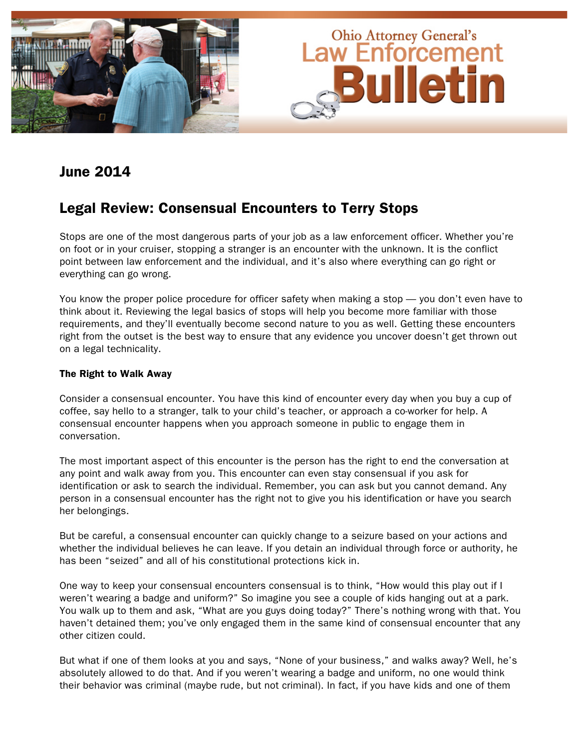Ohio Attorney General's Law Enforcement Bulletin

## June 2014

# Legal Review: Consensual Encounters to Terry Stops

Stops are one of the most dangerous parts of your job as a law enforcement officer. Whether you're on foot or in your cruiser, stopping a stranger is an encounter with the unknown. It is the conflict point between law enforcement and the individual, and it's also where everything can go right or everything can go wrong.

You know the proper police procedure for officer safety when making a stop — you don't even have to think about it. Reviewing the legal basics of stops will help you become more familiar with those requirements, and they'll eventually become second nature to you as well. Getting these encounters right from the outset is the best way to ensure that any evidence you uncover doesn't get thrown out on a legal technicality.

### The Right to Walk Away

Consider a consensual encounter. You have this kind of encounter every day when you buy a cup of coffee, say hello to a stranger, talk to your child's teacher, or approach a co-worker for help. A consensual encounter happens when you approach someone in public to engage them in conversation.

The most important aspect of this encounter is the person has the right to end the conversation at any point and walk away from you. This encounter can even stay consensual if you ask for identification or ask to search the individual. Remember, you can ask but you cannot demand. Any person in a consensual encounter has the right not to give you his identification or have you search her belongings.

But be careful, a consensual encounter can quickly change to a seizure based on your actions and whether the individual believes he can leave. If you detain an individual through force or authority, he has been "seized" and all of his constitutional protections kick in.

One way to keep your consensual encounters consensual is to think, "How would this play out if I weren't wearing a badge and uniform?" So imagine you see a couple of kids hanging out at a park. You walk up to them and ask, "What are you guys doing today?" There's nothing wrong with that. You haven't detained them; you've only engaged them in the same kind of consensual encounter that any other citizen could.

But what if one of them looks at you and says, "None of your business," and walks away? Well, he's absolutely allowed to do that. And if you weren't wearing a badge and uniform, no one would think their behavior was criminal (maybe rude, but not criminal). In fact, if you have kids and one of them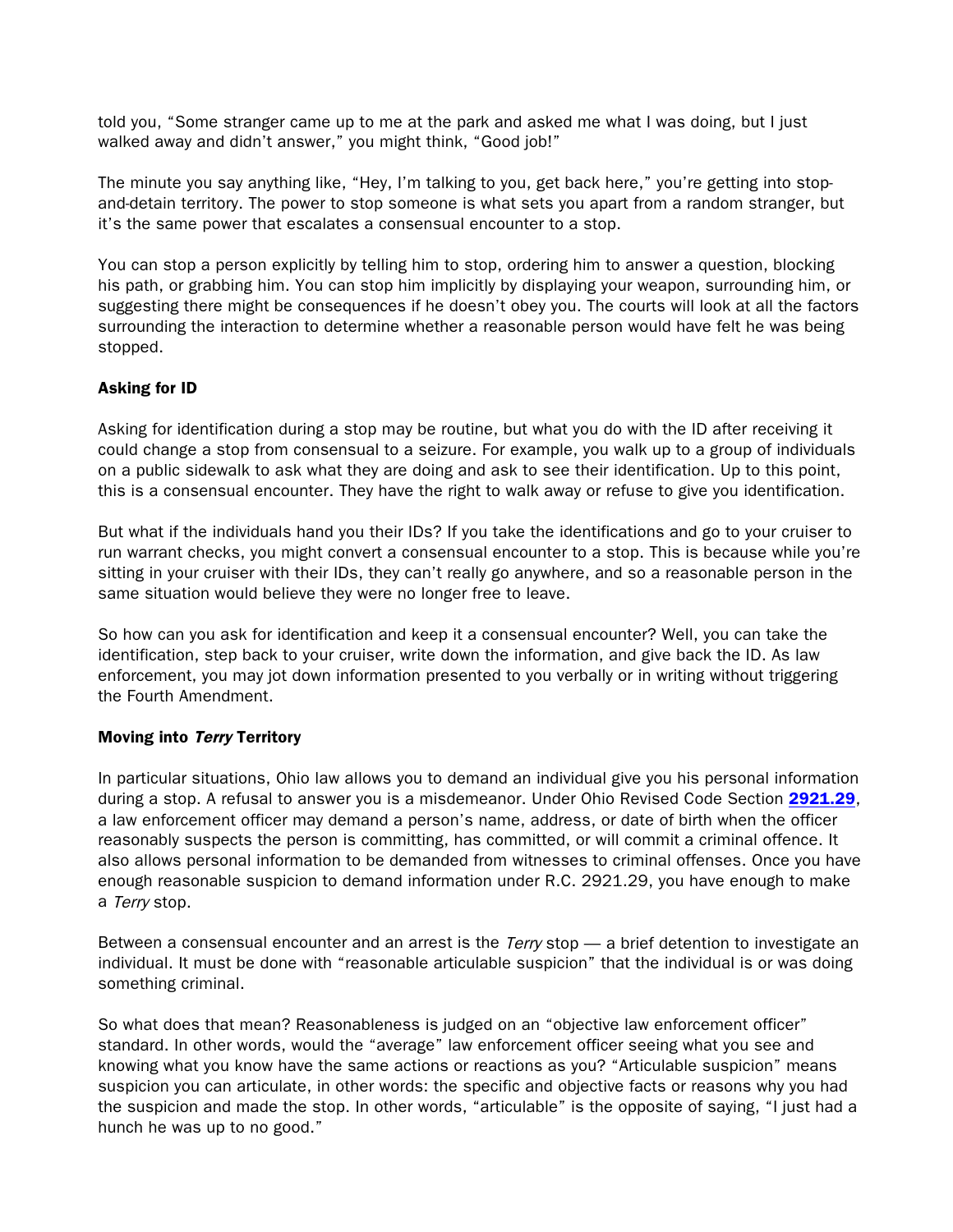told you, "Some stranger came up to me at the park and asked me what I was doing, but I just walked away and didn't answer," you might think, "Good job!"

The minute you say anything like, "Hey, I'm talking to you, get back here," you're getting into stop-and-detain territory. The power to stop someone is what sets you apart from a random stranger, but it's the same power that escalates a consensual encounter to a stop.

You can stop a person explicitly by telling him to stop, ordering him to answer a question, blocking his path, or grabbing him. You can stop him implicitly by displaying your weapon, surrounding him, or suggesting there might be consequences if he doesn't obey you. The courts will look at all the factors surrounding the interaction to determine whether a reasonable person would have felt he was being stopped.

### Asking for ID

Asking for identification during a stop may be routine, but what you do with the ID after receiving it could change a stop from consensual to a seizure. For example, you walk up to a group of individuals on a public sidewalk to ask what they are doing and ask to see their identification. Up to this point, this is a consensual encounter. They have the right to walk away or refuse to give you identification.

But what if the individuals hand you their IDs? If you take the identifications and go to your cruiser to run warrant checks, you might convert a consensual encounter to a stop. This is because while you're sitting in your cruiser with their IDs, they can't really go anywhere, and so a reasonable person in the same situation would believe they were no longer free to leave.

So how can you ask for identification and keep it a consensual encounter? Well, you can take the identification, step back to your cruiser, write down the information, and give back the ID. As law enforcement, you may jot down information presented to you verbally or in writing without triggering the Fourth Amendment.

### Moving into *Terry* Territory

In particular situations, Ohio law allows you to demand an individual give you his personal information during a stop. A refusal to answer you is a misdemeanor. Under Ohio Revised Code Section **2921.29**, a law enforcement officer may demand a person's name, address, or date of birth when the officer reasonably suspects the person is committing, has committed, or will commit a criminal offence. It also allows personal information to be demanded from witnesses to criminal offenses. Once you have enough reasonable suspicion to demand information under R.C. 2921.29, you have enough to make a *Terry* stop.

Between a consensual encounter and an arrest is the *Terry* stop — a brief detention to investigate an individual. It must be done with "reasonable articulable suspicion" that the individual is or was doing something criminal.

So what does that mean? Reasonableness is judged on an "objective law enforcement officer" standard. In other words, would the "average" law enforcement officer seeing what you see and knowing what you know have the same actions or reactions as you? "Articulable suspicion" means suspicion you can articulate, in other words: the specific and objective facts or reasons why you had the suspicion and made the stop. In other words, "articulable" is the opposite of saying, "I just had a hunch he was up to no good."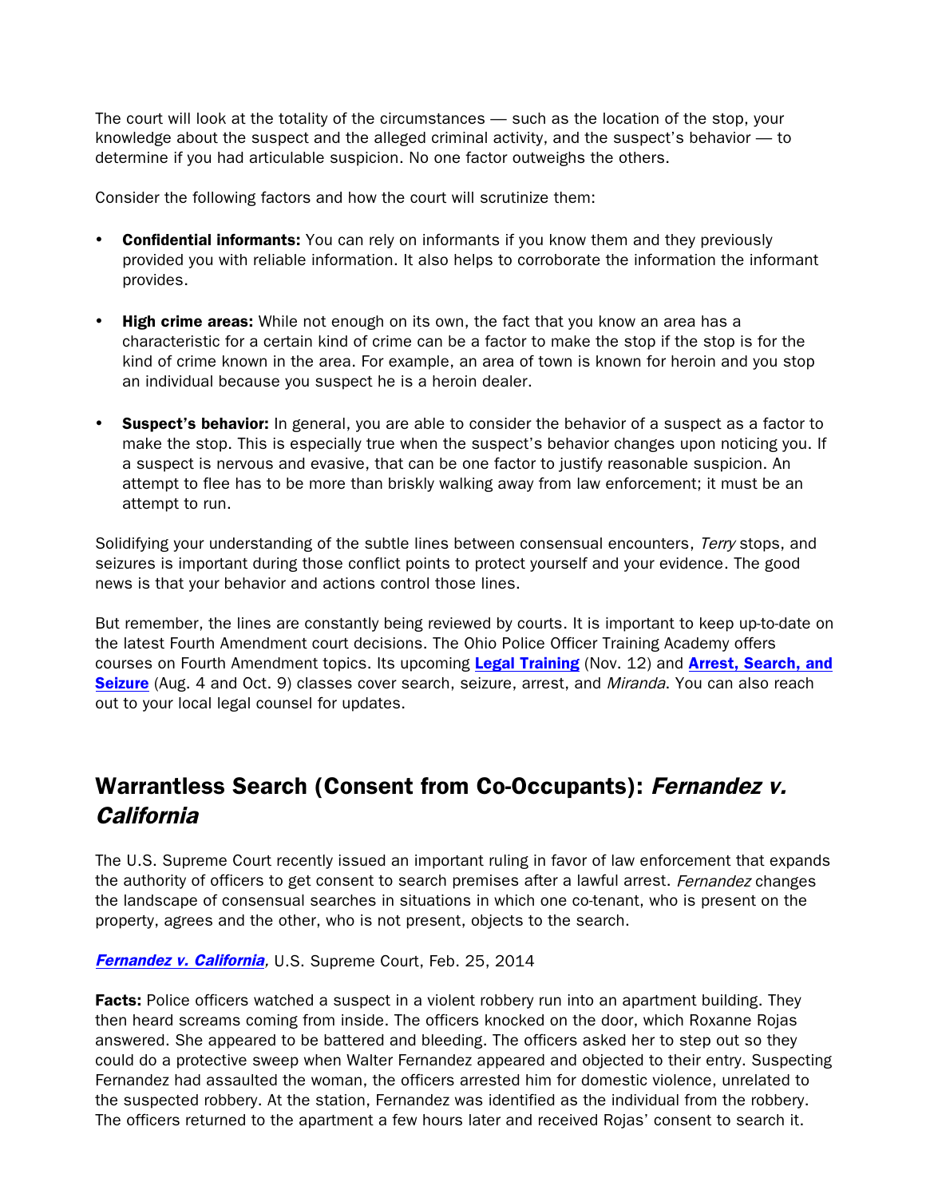The court will look at the totality of the circumstances — such as the location of the stop, your knowledge about the suspect and the alleged criminal activity, and the suspect's behavior — to determine if you had articulable suspicion. No one factor outweighs the others.

Consider the following factors and how the court will scrutinize them:

- **Confidential informants:** You can rely on informants if you know them and they previously provided you with reliable information. It also helps to corroborate the information the informant provides.

- **High crime areas:** While not enough on its own, the fact that you know an area has a characteristic for a certain kind of crime can be a factor to make the stop if the stop is for the kind of crime known in the area. For example, an area of town is known for heroin and you stop an individual because you suspect he is a heroin dealer.

- **Suspect's behavior:** In general, you are able to consider the behavior of a suspect as a factor to make the stop. This is especially true when the suspect's behavior changes upon noticing you. If a suspect is nervous and evasive, that can be one factor to justify reasonable suspicion. An attempt to flee has to be more than briskly walking away from law enforcement; it must be an attempt to run.

Solidifying your understanding of the subtle lines between consensual encounters, *Terry* stops, and seizures is important during those conflict points to protect yourself and your evidence. The good news is that your behavior and actions control those lines.

But remember, the lines are constantly being reviewed by courts. It is important to keep up-to-date on the latest Fourth Amendment court decisions. The Ohio Police Officer Training Academy offers courses on Fourth Amendment topics. Its upcoming **Legal Training** (Nov. 12) and **Arrest, Search, and Seizure** (Aug. 4 and Oct. 9) classes cover search, seizure, arrest, and *Miranda*. You can also reach out to your local legal counsel for updates.

## Warrantless Search (Consent from Co-Occupants): *Fernandez v. California*

The U.S. Supreme Court recently issued an important ruling in favor of law enforcement that expands the authority of officers to get consent to search premises after a lawful arrest. *Fernandez* changes the landscape of consensual searches in situations in which one co-tenant, who is present on the property, agrees and the other, who is not present, objects to the search.

***Fernandez v. California**,* U.S. Supreme Court, Feb. 25, 2014

**Facts:** Police officers watched a suspect in a violent robbery run into an apartment building. They then heard screams coming from inside. The officers knocked on the door, which Roxanne Rojas answered. She appeared to be battered and bleeding. The officers asked her to step out so they could do a protective sweep when Walter Fernandez appeared and objected to their entry. Suspecting Fernandez had assaulted the woman, the officers arrested him for domestic violence, unrelated to the suspected robbery. At the station, Fernandez was identified as the individual from the robbery. The officers returned to the apartment a few hours later and received Rojas' consent to search it.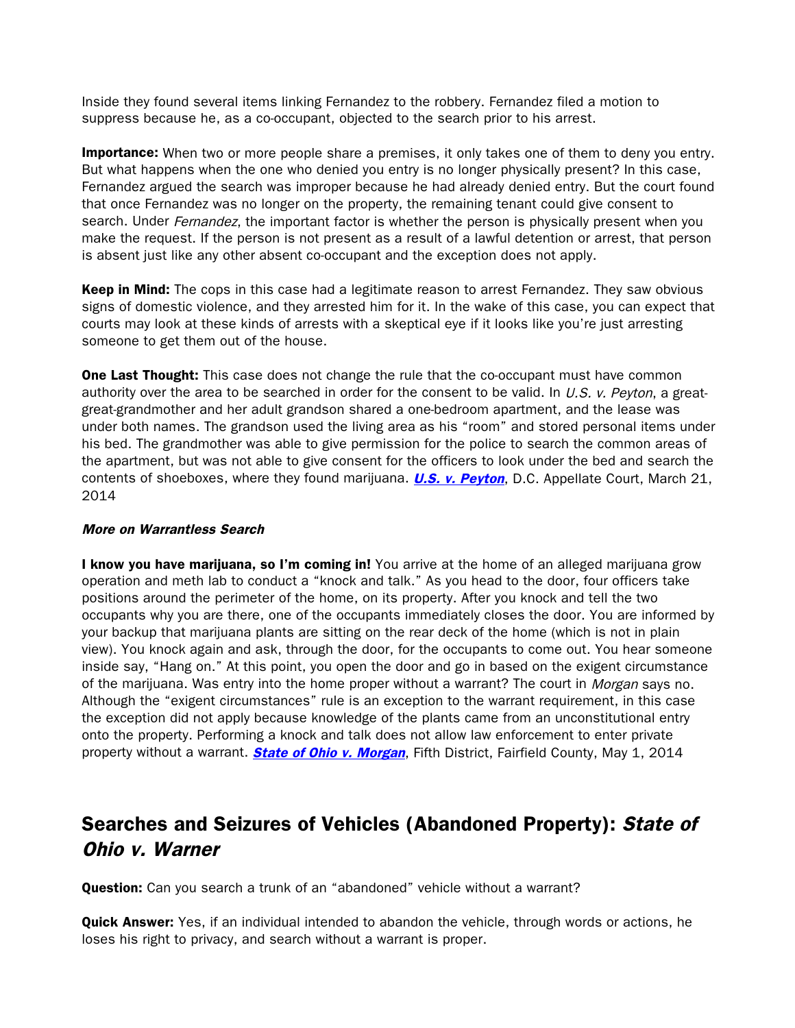Inside they found several items linking Fernandez to the robbery. Fernandez filed a motion to suppress because he, as a co-occupant, objected to the search prior to his arrest.

**Importance:** When two or more people share a premises, it only takes one of them to deny you entry. But what happens when the one who denied you entry is no longer physically present? In this case, Fernandez argued the search was improper because he had already denied entry. But the court found that once Fernandez was no longer on the property, the remaining tenant could give consent to search. Under *Fernandez*, the important factor is whether the person is physically present when you make the request. If the person is not present as a result of a lawful detention or arrest, that person is absent just like any other absent co-occupant and the exception does not apply.

**Keep in Mind:** The cops in this case had a legitimate reason to arrest Fernandez. They saw obvious signs of domestic violence, and they arrested him for it. In the wake of this case, you can expect that courts may look at these kinds of arrests with a skeptical eye if it looks like you're just arresting someone to get them out of the house.

**One Last Thought:** This case does not change the rule that the co-occupant must have common authority over the area to be searched in order for the consent to be valid. In *U.S. v. Peyton*, a great-great-great-grandmother and her adult grandson shared a one-bedroom apartment, and the lease was under both names. The grandson used the living area as his "room" and stored personal items under his bed. The grandmother was able to give permission for the police to search the common areas of the apartment, but was not able to give consent for the officers to look under the bed and search the contents of shoeboxes, where they found marijuana. ***U.S. v. Peyton***, D.C. Appellate Court, March 21, 2014

***More on Warrantless Search***

**I know you have marijuana, so I'm coming in!** You arrive at the home of an alleged marijuana grow operation and meth lab to conduct a "knock and talk." As you head to the door, four officers take positions around the perimeter of the home, on its property. After you knock and tell the two occupants why you are there, one of the occupants immediately closes the door. You are informed by your backup that marijuana plants are sitting on the rear deck of the home (which is not in plain view). You knock again and ask, through the door, for the occupants to come out. You hear someone inside say, "Hang on." At this point, you open the door and go in based on the exigent circumstance of the marijuana. Was entry into the home proper without a warrant? The court in *Morgan* says no. Although the "exigent circumstances" rule is an exception to the warrant requirement, in this case the exception did not apply because knowledge of the plants came from an unconstitutional entry onto the property. Performing a knock and talk does not allow law enforcement to enter private property without a warrant. ***State of Ohio v. Morgan***, Fifth District, Fairfield County, May 1, 2014

## Searches and Seizures of Vehicles (Abandoned Property): *State of Ohio v. Warner*

**Question:** Can you search a trunk of an "abandoned" vehicle without a warrant?

**Quick Answer:** Yes, if an individual intended to abandon the vehicle, through words or actions, he loses his right to privacy, and search without a warrant is proper.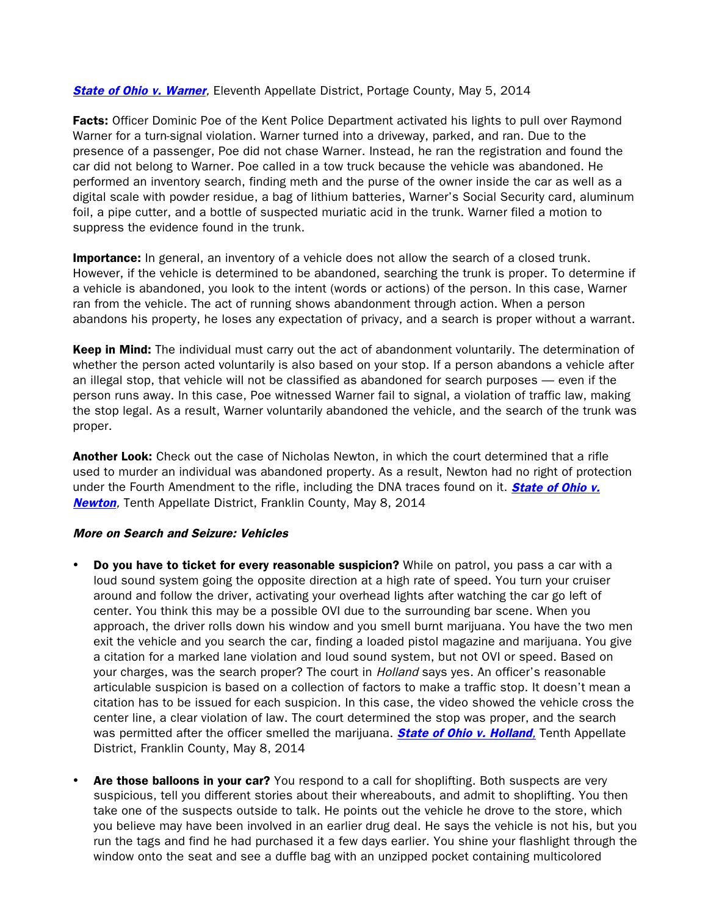[***State of Ohio v. Warner***](#), Eleventh Appellate District, Portage County, May 5, 2014

**Facts:** Officer Dominic Poe of the Kent Police Department activated his lights to pull over Raymond Warner for a turn-signal violation. Warner turned into a driveway, parked, and ran. Due to the presence of a passenger, Poe did not chase Warner. Instead, he ran the registration and found the car did not belong to Warner. Poe called in a tow truck because the vehicle was abandoned. He performed an inventory search, finding meth and the purse of the owner inside the car as well as a digital scale with powder residue, a bag of lithium batteries, Warner's Social Security card, aluminum foil, a pipe cutter, and a bottle of suspected muriatic acid in the trunk. Warner filed a motion to suppress the evidence found in the trunk.

**Importance:** In general, an inventory of a vehicle does not allow the search of a closed trunk. However, if the vehicle is determined to be abandoned, searching the trunk is proper. To determine if a vehicle is abandoned, you look to the intent (words or actions) of the person. In this case, Warner ran from the vehicle. The act of running shows abandonment through action. When a person abandons his property, he loses any expectation of privacy, and a search is proper without a warrant.

**Keep in Mind:** The individual must carry out the act of abandonment voluntarily. The determination of whether the person acted voluntarily is also based on your stop. If a person abandons a vehicle after an illegal stop, that vehicle will not be classified as abandoned for search purposes — even if the person runs away. In this case, Poe witnessed Warner fail to signal, a violation of traffic law, making the stop legal. As a result, Warner voluntarily abandoned the vehicle, and the search of the trunk was proper.

**Another Look:** Check out the case of Nicholas Newton, in which the court determined that a rifle used to murder an individual was abandoned property. As a result, Newton had no right of protection under the Fourth Amendment to the rifle, including the DNA traces found on it. [***State of Ohio v. Newton***](#), Tenth Appellate District, Franklin County, May 8, 2014

***More on Search and Seizure: Vehicles***

- **Do you have to ticket for every reasonable suspicion?** While on patrol, you pass a car with a loud sound system going the opposite direction at a high rate of speed. You turn your cruiser around and follow the driver, activating your overhead lights after watching the car go left of center. You think this may be a possible OVI due to the surrounding bar scene. When you approach, the driver rolls down his window and you smell burnt marijuana. You have the two men exit the vehicle and you search the car, finding a loaded pistol magazine and marijuana. You give a citation for a marked lane violation and loud sound system, but not OVI or speed. Based on your charges, was the search proper? The court in *Holland* says yes. An officer's reasonable articulable suspicion is based on a collection of factors to make a traffic stop. It doesn't mean a citation has to be issued for each suspicion. In this case, the video showed the vehicle cross the center line, a clear violation of law. The court determined the stop was proper, and the search was permitted after the officer smelled the marijuana. [***State of Ohio v. Holland,***](#) Tenth Appellate District, Franklin County, May 8, 2014

- **Are those balloons in your car?** You respond to a call for shoplifting. Both suspects are very suspicious, tell you different stories about their whereabouts, and admit to shoplifting. You then take one of the suspects outside to talk. He points out the vehicle he drove to the store, which you believe may have been involved in an earlier drug deal. He says the vehicle is not his, but you run the tags and find he had purchased it a few days earlier. You shine your flashlight through the window onto the seat and see a duffle bag with an unzipped pocket containing multicolored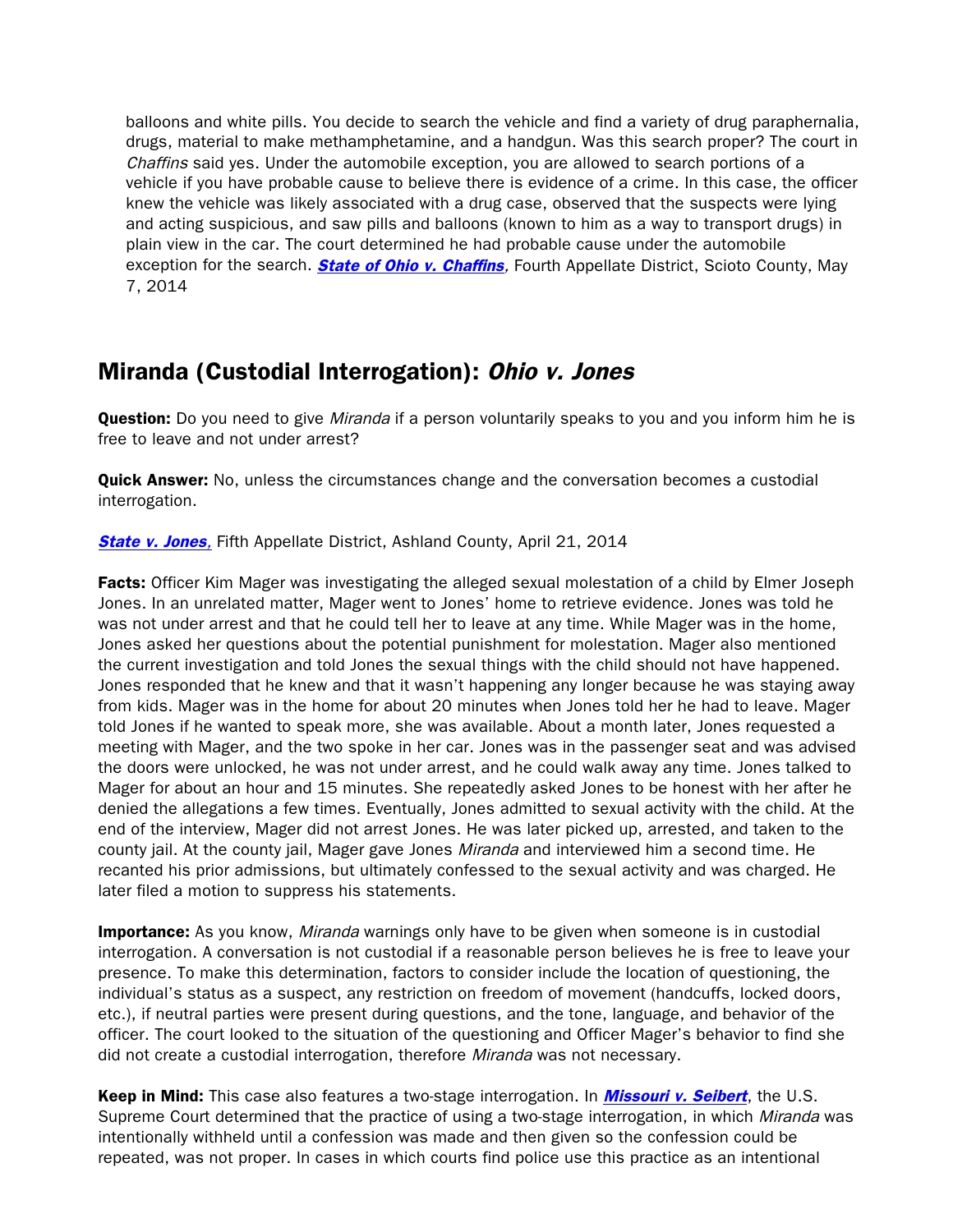balloons and white pills. You decide to search the vehicle and find a variety of drug paraphernalia, drugs, material to make methamphetamine, and a handgun. Was this search proper? The court in *Chaffins* said yes. Under the automobile exception, you are allowed to search portions of a vehicle if you have probable cause to believe there is evidence of a crime. In this case, the officer knew the vehicle was likely associated with a drug case, observed that the suspects were lying and acting suspicious, and saw pills and balloons (known to him as a way to transport drugs) in plain view in the car. The court determined he had probable cause under the automobile exception for the search. ***State of Ohio v. Chaffins****,* Fourth Appellate District, Scioto County, May 7, 2014

## Miranda (Custodial Interrogation): *Ohio v. Jones*

**Question:** Do you need to give *Miranda* if a person voluntarily speaks to you and you inform him he is free to leave and not under arrest?

**Quick Answer:** No, unless the circumstances change and the conversation becomes a custodial interrogation.

***State v. Jones*****,** Fifth Appellate District, Ashland County, April 21, 2014

**Facts:** Officer Kim Mager was investigating the alleged sexual molestation of a child by Elmer Joseph Jones. In an unrelated matter, Mager went to Jones' home to retrieve evidence. Jones was told he was not under arrest and that he could tell her to leave at any time. While Mager was in the home, Jones asked her questions about the potential punishment for molestation. Mager also mentioned the current investigation and told Jones the sexual things with the child should not have happened. Jones responded that he knew and that it wasn't happening any longer because he was staying away from kids. Mager was in the home for about 20 minutes when Jones told her he had to leave. Mager told Jones if he wanted to speak more, she was available. About a month later, Jones requested a meeting with Mager, and the two spoke in her car. Jones was in the passenger seat and was advised the doors were unlocked, he was not under arrest, and he could walk away any time. Jones talked to Mager for about an hour and 15 minutes. She repeatedly asked Jones to be honest with her after he denied the allegations a few times. Eventually, Jones admitted to sexual activity with the child. At the end of the interview, Mager did not arrest Jones. He was later picked up, arrested, and taken to the county jail. At the county jail, Mager gave Jones *Miranda* and interviewed him a second time. He recanted his prior admissions, but ultimately confessed to the sexual activity and was charged. He later filed a motion to suppress his statements.

**Importance:** As you know, *Miranda* warnings only have to be given when someone is in custodial interrogation. A conversation is not custodial if a reasonable person believes he is free to leave your presence. To make this determination, factors to consider include the location of questioning, the individual's status as a suspect, any restriction on freedom of movement (handcuffs, locked doors, etc.), if neutral parties were present during questions, and the tone, language, and behavior of the officer. The court looked to the situation of the questioning and Officer Mager's behavior to find she did not create a custodial interrogation, therefore *Miranda* was not necessary.

**Keep in Mind:** This case also features a two-stage interrogation. In ***Missouri v. Seibert***, the U.S. Supreme Court determined that the practice of using a two-stage interrogation, in which *Miranda* was intentionally withheld until a confession was made and then given so the confession could be repeated, was not proper. In cases in which courts find police use this practice as an intentional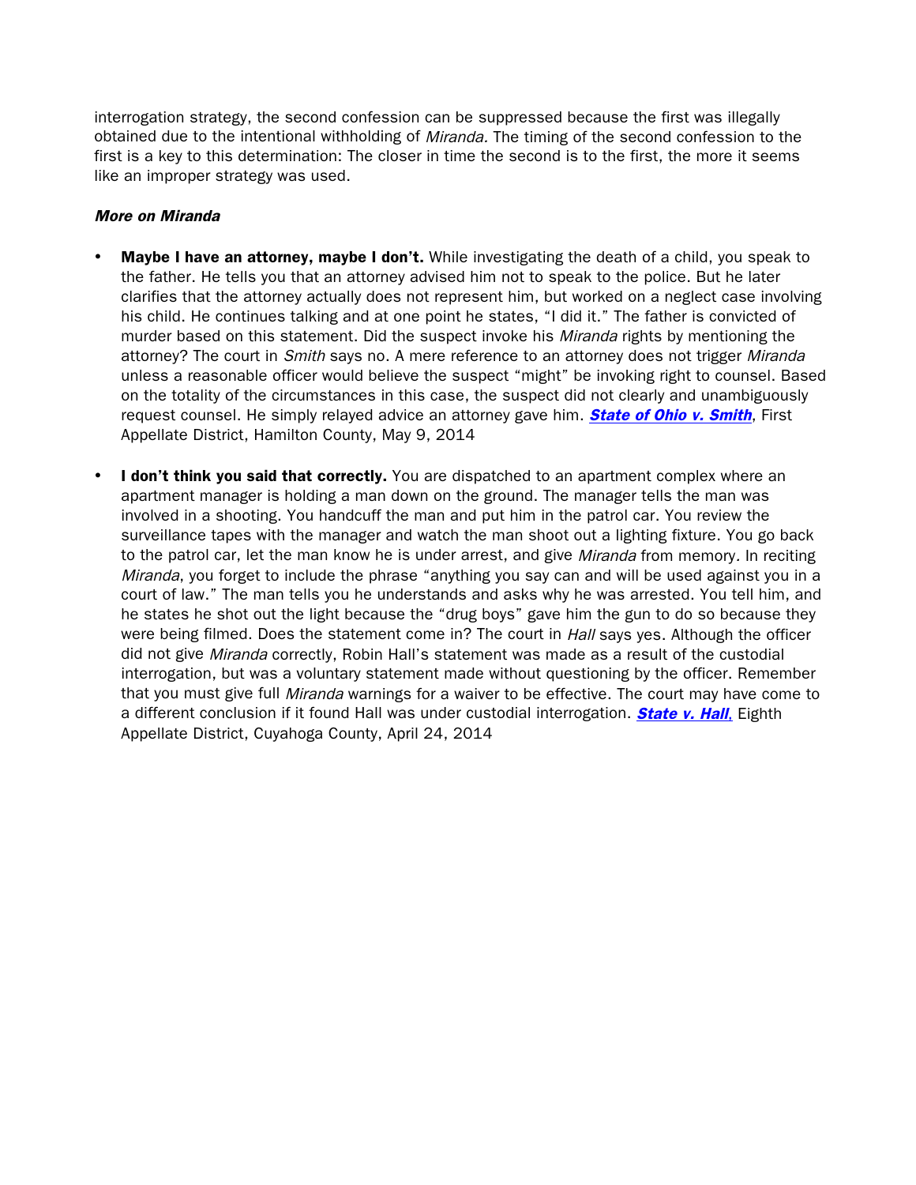interrogation strategy, the second confession can be suppressed because the first was illegally obtained due to the intentional withholding of *Miranda.* The timing of the second confession to the first is a key to this determination: The closer in time the second is to the first, the more it seems like an improper strategy was used.

***More on Miranda***

- **Maybe I have an attorney, maybe I don't.** While investigating the death of a child, you speak to the father. He tells you that an attorney advised him not to speak to the police. But he later clarifies that the attorney actually does not represent him, but worked on a neglect case involving his child. He continues talking and at one point he states, "I did it." The father is convicted of murder based on this statement. Did the suspect invoke his *Miranda* rights by mentioning the attorney? The court in *Smith* says no. A mere reference to an attorney does not trigger *Miranda* unless a reasonable officer would believe the suspect "might" be invoking right to counsel. Based on the totality of the circumstances in this case, the suspect did not clearly and unambiguously request counsel. He simply relayed advice an attorney gave him. ***State of Ohio v. Smith***, First Appellate District, Hamilton County, May 9, 2014

- **I don't think you said that correctly.** You are dispatched to an apartment complex where an apartment manager is holding a man down on the ground. The manager tells the man was involved in a shooting. You handcuff the man and put him in the patrol car. You review the surveillance tapes with the manager and watch the man shoot out a lighting fixture. You go back to the patrol car, let the man know he is under arrest, and give *Miranda* from memory*.* In reciting *Miranda*, you forget to include the phrase "anything you say can and will be used against you in a court of law." The man tells you he understands and asks why he was arrested. You tell him, and he states he shot out the light because the "drug boys" gave him the gun to do so because they were being filmed. Does the statement come in? The court in *Hall* says yes. Although the officer did not give *Miranda* correctly, Robin Hall's statement was made as a result of the custodial interrogation, but was a voluntary statement made without questioning by the officer. Remember that you must give full *Miranda* warnings for a waiver to be effective. The court may have come to a different conclusion if it found Hall was under custodial interrogation. ***State v. Hall***, Eighth Appellate District, Cuyahoga County, April 24, 2014